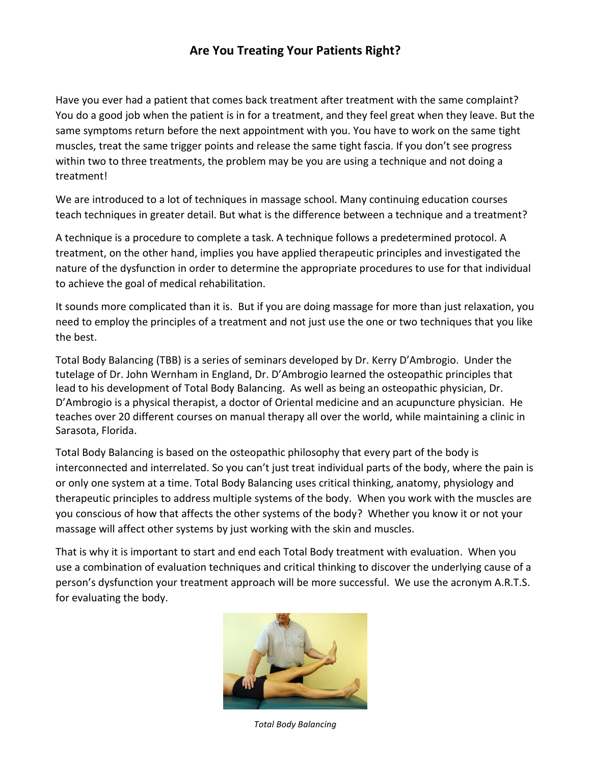# Are You Treating Your Patients Right?

Have you ever had a patient that comes back treatment after treatment with the same complaint? You do a good job when the patient is in for a treatment, and they feel great when they leave. But the same symptoms return before the next appointment with you. You have to work on the same tight muscles, treat the same trigger points and release the same tight fascia. If you don't see progress within two to three treatments, the problem may be you are using a technique and not doing a treatment!

We are introduced to a lot of techniques in massage school. Many continuing education courses teach techniques in greater detail. But what is the difference between a technique and a treatment?

A technique is a procedure to complete a task. A technique follows a predetermined protocol. A treatment, on the other hand, implies you have applied therapeutic principles and investigated the nature of the dysfunction in order to determine the appropriate procedures to use for that individual to achieve the goal of medical rehabilitation.

It sounds more complicated than it is. But if you are doing massage for more than just relaxation, you need to employ the principles of a treatment and not just use the one or two techniques that you like the best.

Total Body Balancing (TBB) is a series of seminars developed by Dr. Kerry D'Ambrogio. Under the tutelage of Dr. John Wernham in England, Dr. D'Ambrogio learned the osteopathic principles that lead to his development of Total Body Balancing. As well as being an osteopathic physician, Dr. D'Ambrogio is a physical therapist, a doctor of Oriental medicine and an acupuncture physician. He teaches over 20 different courses on manual therapy all over the world, while maintaining a clinic in Sarasota, Florida.

Total Body Balancing is based on the osteopathic philosophy that every part of the body is interconnected and interrelated. So you can't just treat individual parts of the body, where the pain is or only one system at a time. Total Body Balancing uses critical thinking, anatomy, physiology and therapeutic principles to address multiple systems of the body. When you work with the muscles are you conscious of how that affects the other systems of the body? Whether you know it or not your massage will affect other systems by just working with the skin and muscles.

That is why it is important to start and end each Total Body treatment with evaluation. When you use a combination of evaluation techniques and critical thinking to discover the underlying cause of a person's dysfunction your treatment approach will be more successful. We use the acronym A.R.T.S. for evaluating the body.

*Total Body Balancing*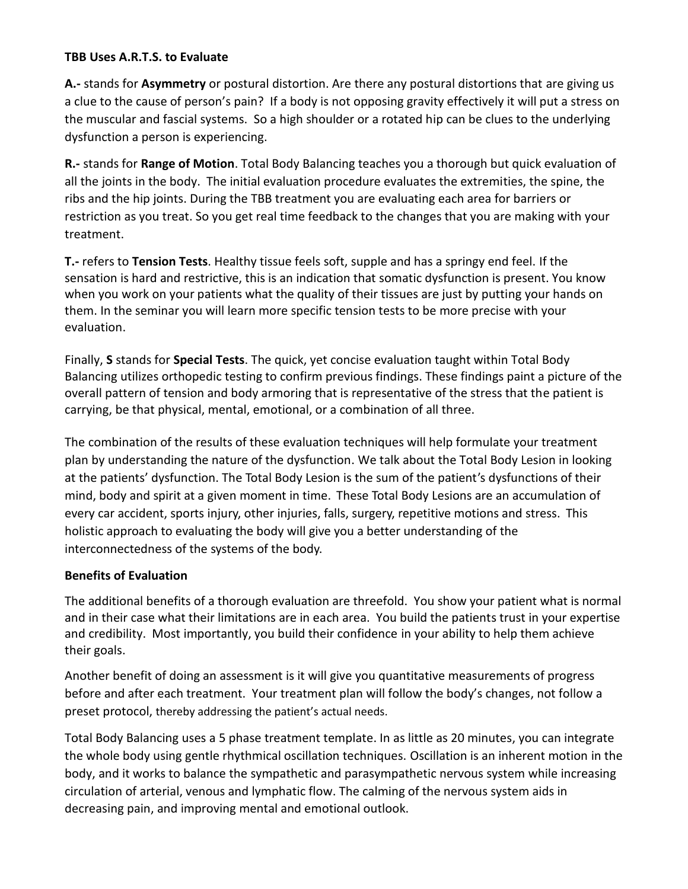**TBB Uses A.R.T.S. to Evaluate**

**A.-** stands for **Asymmetry** or postural distortion. Are there any postural distortions that are giving us a clue to the cause of person's pain? If a body is not opposing gravity effectively it will put a stress on the muscular and fascial systems. So a high shoulder or a rotated hip can be clues to the underlying dysfunction a person is experiencing.

**R.-** stands for **Range of Motion**. Total Body Balancing teaches you a thorough but quick evaluation of all the joints in the body. The initial evaluation procedure evaluates the extremities, the spine, the ribs and the hip joints. During the TBB treatment you are evaluating each area for barriers or restriction as you treat. So you get real time feedback to the changes that you are making with your treatment.

**T.-** refers to **Tension Tests**. Healthy tissue feels soft, supple and has a springy end feel. If the sensation is hard and restrictive, this is an indication that somatic dysfunction is present. You know when you work on your patients what the quality of their tissues are just by putting your hands on them. In the seminar you will learn more specific tension tests to be more precise with your evaluation.

Finally, **S** stands for **Special Tests**. The quick, yet concise evaluation taught within Total Body Balancing utilizes orthopedic testing to confirm previous findings. These findings paint a picture of the overall pattern of tension and body armoring that is representative of the stress that the patient is carrying, be that physical, mental, emotional, or a combination of all three.

The combination of the results of these evaluation techniques will help formulate your treatment plan by understanding the nature of the dysfunction. We talk about the Total Body Lesion in looking at the patients' dysfunction. The Total Body Lesion is the sum of the patient's dysfunctions of their mind, body and spirit at a given moment in time. These Total Body Lesions are an accumulation of every car accident, sports injury, other injuries, falls, surgery, repetitive motions and stress. This holistic approach to evaluating the body will give you a better understanding of the interconnectedness of the systems of the body.

**Benefits of Evaluation**

The additional benefits of a thorough evaluation are threefold. You show your patient what is normal and in their case what their limitations are in each area. You build the patients trust in your expertise and credibility. Most importantly, you build their confidence in your ability to help them achieve their goals.

Another benefit of doing an assessment is it will give you quantitative measurements of progress before and after each treatment. Your treatment plan will follow the body's changes, not follow a preset protocol, thereby addressing the patient's actual needs.

Total Body Balancing uses a 5 phase treatment template. In as little as 20 minutes, you can integrate the whole body using gentle rhythmical oscillation techniques. Oscillation is an inherent motion in the body, and it works to balance the sympathetic and parasympathetic nervous system while increasing circulation of arterial, venous and lymphatic flow. The calming of the nervous system aids in decreasing pain, and improving mental and emotional outlook.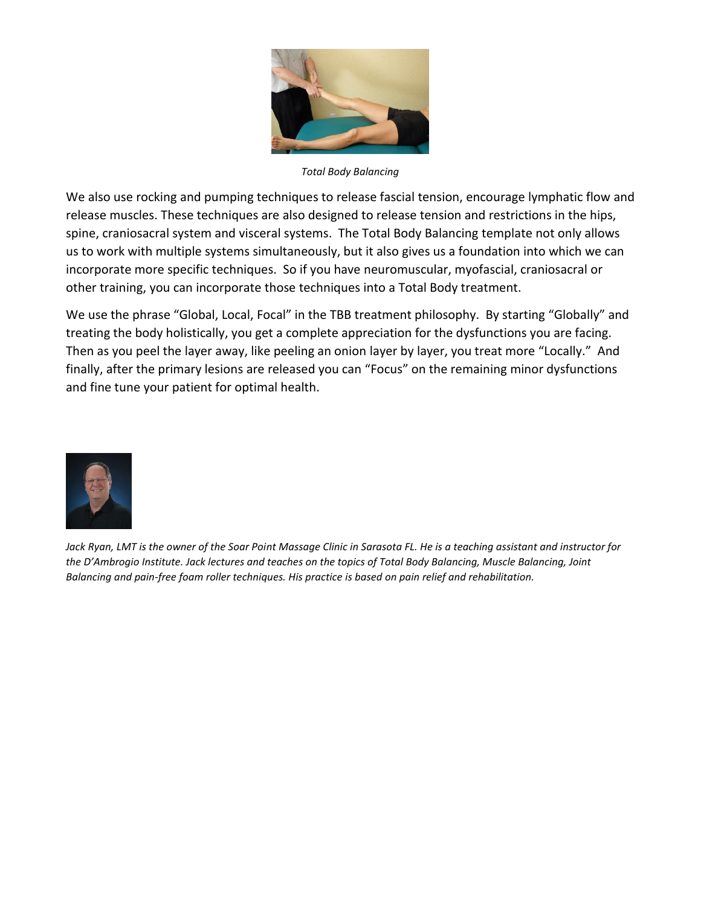*Total Body Balancing*

We also use rocking and pumping techniques to release fascial tension, encourage lymphatic flow and release muscles. These techniques are also designed to release tension and restrictions in the hips, spine, craniosacral system and visceral systems. The Total Body Balancing template not only allows us to work with multiple systems simultaneously, but it also gives us a foundation into which we can incorporate more specific techniques. So if you have neuromuscular, myofascial, craniosacral or other training, you can incorporate those techniques into a Total Body treatment.

We use the phrase "Global, Local, Focal" in the TBB treatment philosophy. By starting "Globally" and treating the body holistically, you get a complete appreciation for the dysfunctions you are facing. Then as you peel the layer away, like peeling an onion layer by layer, you treat more "Locally." And finally, after the primary lesions are released you can "Focus" on the remaining minor dysfunctions and fine tune your patient for optimal health.

*Jack Ryan, LMT is the owner of the Soar Point Massage Clinic in Sarasota FL. He is a teaching assistant and instructor for the D'Ambrogio Institute. Jack lectures and teaches on the topics of Total Body Balancing, Muscle Balancing, Joint Balancing and pain-free foam roller techniques. His practice is based on pain relief and rehabilitation.*